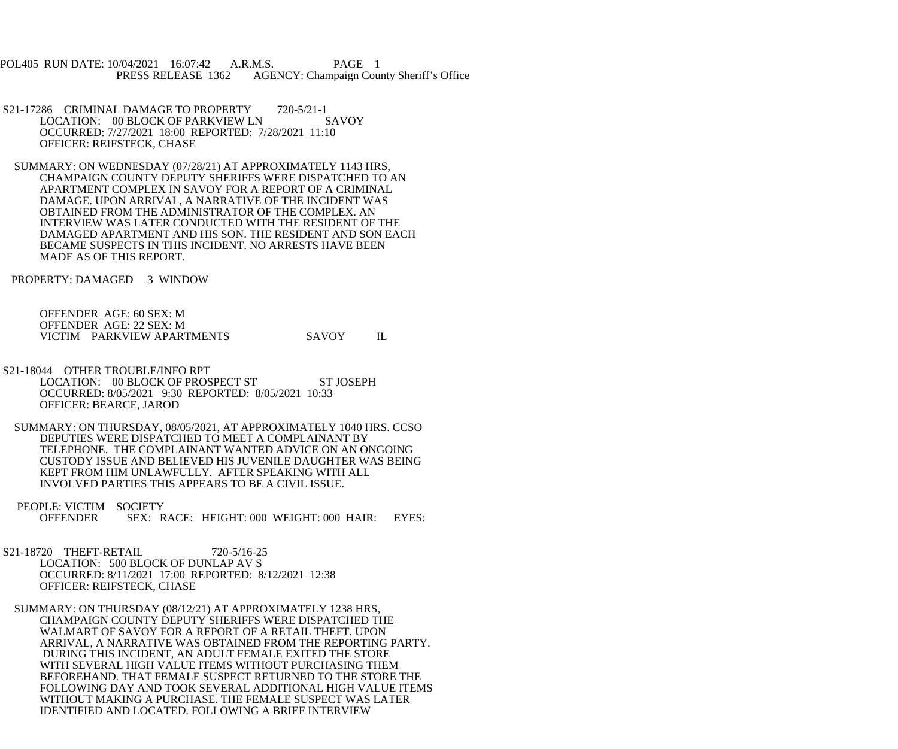POL405 RUN DATE: 10/04/2021 16:07:42 A.R.M.S. PAGE 1
PRESS RELEASE 1362 AGENCY: Champaign County Sheriff's Office

S21-17286 CRIMINAL DAMAGE TO PROPERTY 720-5/21-1
LOCATION: 00 BLOCK OF PARKVIEW LN SAVOY
OCCURRED: 7/27/2021 18:00 REPORTED: 7/28/2021 11:10
OFFICER: REIFSTECK, CHASE

SUMMARY: ON WEDNESDAY (07/28/21) AT APPROXIMATELY 1143 HRS, CHAMPAIGN COUNTY DEPUTY SHERIFFS WERE DISPATCHED TO AN APARTMENT COMPLEX IN SAVOY FOR A REPORT OF A CRIMINAL DAMAGE. UPON ARRIVAL, A NARRATIVE OF THE INCIDENT WAS OBTAINED FROM THE ADMINISTRATOR OF THE COMPLEX. AN INTERVIEW WAS LATER CONDUCTED WITH THE RESIDENT OF THE DAMAGED APARTMENT AND HIS SON. THE RESIDENT AND SON EACH BECAME SUSPECTS IN THIS INCIDENT. NO ARRESTS HAVE BEEN MADE AS OF THIS REPORT.

PROPERTY: DAMAGED 3 WINDOW

OFFENDER AGE: 60 SEX: M
OFFENDER AGE: 22 SEX: M
VICTIM PARKVIEW APARTMENTS SAVOY IL

S21-18044 OTHER TROUBLE/INFO RPT
LOCATION: 00 BLOCK OF PROSPECT ST ST JOSEPH
OCCURRED: 8/05/2021 9:30 REPORTED: 8/05/2021 10:33
OFFICER: BEARCE, JAROD

SUMMARY: ON THURSDAY, 08/05/2021, AT APPROXIMATELY 1040 HRS. CCSO DEPUTIES WERE DISPATCHED TO MEET A COMPLAINANT BY TELEPHONE. THE COMPLAINANT WANTED ADVICE ON AN ONGOING CUSTODY ISSUE AND BELIEVED HIS JUVENILE DAUGHTER WAS BEING KEPT FROM HIM UNLAWFULLY. AFTER SPEAKING WITH ALL INVOLVED PARTIES THIS APPEARS TO BE A CIVIL ISSUE.

PEOPLE: VICTIM SOCIETY
OFFENDER SEX: RACE: HEIGHT: 000 WEIGHT: 000 HAIR: EYES:

S21-18720 THEFT-RETAIL 720-5/16-25
LOCATION: 500 BLOCK OF DUNLAP AV S
OCCURRED: 8/11/2021 17:00 REPORTED: 8/12/2021 12:38
OFFICER: REIFSTECK, CHASE

SUMMARY: ON THURSDAY (08/12/21) AT APPROXIMATELY 1238 HRS, CHAMPAIGN COUNTY DEPUTY SHERIFFS WERE DISPATCHED THE WALMART OF SAVOY FOR A REPORT OF A RETAIL THEFT. UPON ARRIVAL, A NARRATIVE WAS OBTAINED FROM THE REPORTING PARTY. DURING THIS INCIDENT, AN ADULT FEMALE EXITED THE STORE WITH SEVERAL HIGH VALUE ITEMS WITHOUT PURCHASING THEM BEFOREHAND. THAT FEMALE SUSPECT RETURNED TO THE STORE THE FOLLOWING DAY AND TOOK SEVERAL ADDITIONAL HIGH VALUE ITEMS WITHOUT MAKING A PURCHASE. THE FEMALE SUSPECT WAS LATER IDENTIFIED AND LOCATED. FOLLOWING A BRIEF INTERVIEW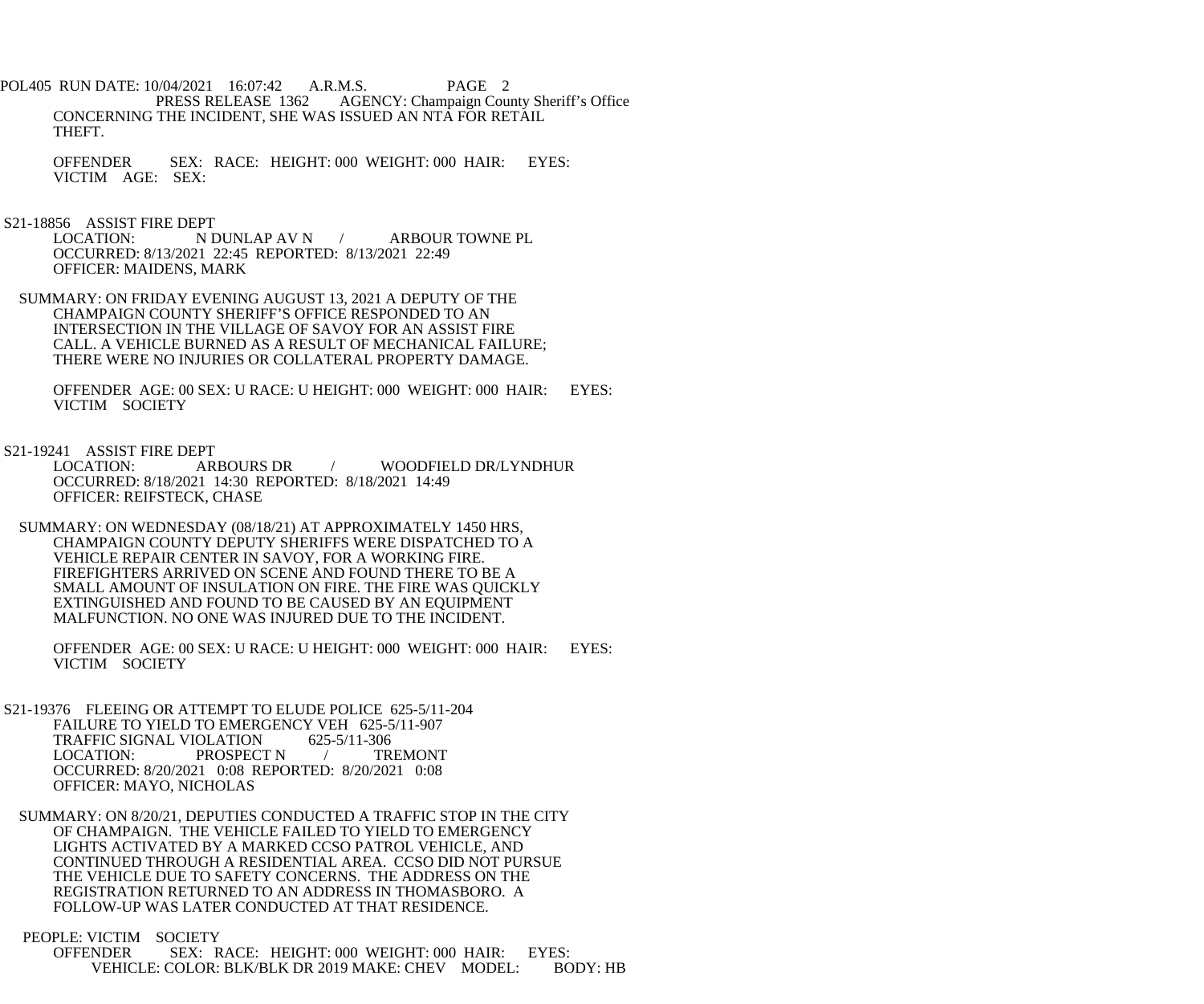CONCERNING THE INCIDENT, SHE WAS ISSUED AN NTA FOR RETAIL THEFT.

OFFENDER SEX: RACE: HEIGHT: 000 WEIGHT: 000 HAIR: EYES:
VICTIM AGE: SEX:

S21-18856 ASSIST FIRE DEPT
LOCATION: N DUNLAP AV N / ARBOUR TOWNE PL
OCCURRED: 8/13/2021 22:45 REPORTED: 8/13/2021 22:49
OFFICER: MAIDENS, MARK

SUMMARY: ON FRIDAY EVENING AUGUST 13, 2021 A DEPUTY OF THE CHAMPAIGN COUNTY SHERIFF'S OFFICE RESPONDED TO AN INTERSECTION IN THE VILLAGE OF SAVOY FOR AN ASSIST FIRE CALL. A VEHICLE BURNED AS A RESULT OF MECHANICAL FAILURE; THERE WERE NO INJURIES OR COLLATERAL PROPERTY DAMAGE.

OFFENDER AGE: 00 SEX: U RACE: U HEIGHT: 000 WEIGHT: 000 HAIR: EYES:
VICTIM SOCIETY

S21-19241 ASSIST FIRE DEPT
LOCATION: ARBOURS DR / WOODFIELD DR/LYNDHUR
OCCURRED: 8/18/2021 14:30 REPORTED: 8/18/2021 14:49
OFFICER: REIFSTECK, CHASE

SUMMARY: ON WEDNESDAY (08/18/21) AT APPROXIMATELY 1450 HRS, CHAMPAIGN COUNTY DEPUTY SHERIFFS WERE DISPATCHED TO A VEHICLE REPAIR CENTER IN SAVOY, FOR A WORKING FIRE. FIREFIGHTERS ARRIVED ON SCENE AND FOUND THERE TO BE A SMALL AMOUNT OF INSULATION ON FIRE. THE FIRE WAS QUICKLY EXTINGUISHED AND FOUND TO BE CAUSED BY AN EQUIPMENT MALFUNCTION. NO ONE WAS INJURED DUE TO THE INCIDENT.

OFFENDER AGE: 00 SEX: U RACE: U HEIGHT: 000 WEIGHT: 000 HAIR: EYES:
VICTIM SOCIETY

S21-19376 FLEEING OR ATTEMPT TO ELUDE POLICE 625-5/11-204
FAILURE TO YIELD TO EMERGENCY VEH 625-5/11-907
TRAFFIC SIGNAL VIOLATION 625-5/11-306
LOCATION: PROSPECT N / TREMONT
OCCURRED: 8/20/2021 0:08 REPORTED: 8/20/2021 0:08
OFFICER: MAYO, NICHOLAS

SUMMARY: ON 8/20/21, DEPUTIES CONDUCTED A TRAFFIC STOP IN THE CITY OF CHAMPAIGN. THE VEHICLE FAILED TO YIELD TO EMERGENCY LIGHTS ACTIVATED BY A MARKED CCSO PATROL VEHICLE, AND CONTINUED THROUGH A RESIDENTIAL AREA. CCSO DID NOT PURSUE THE VEHICLE DUE TO SAFETY CONCERNS. THE ADDRESS ON THE REGISTRATION RETURNED TO AN ADDRESS IN THOMASBORO. A FOLLOW-UP WAS LATER CONDUCTED AT THAT RESIDENCE.

PEOPLE: VICTIM SOCIETY
OFFENDER SEX: RACE: HEIGHT: 000 WEIGHT: 000 HAIR: EYES:
VEHICLE: COLOR: BLK/BLK DR 2019 MAKE: CHEV MODEL: BODY: HB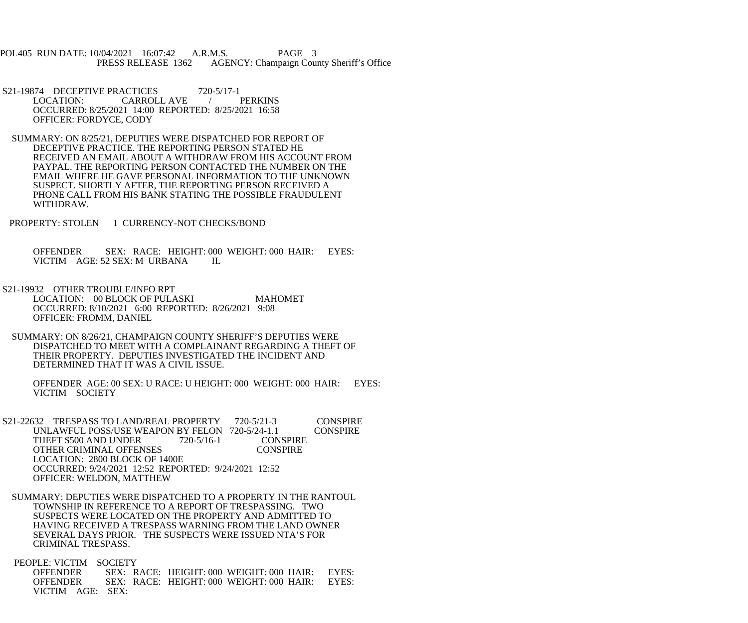POL405 RUN DATE: 10/04/2021 16:07:42 A.R.M.S. PAGE 3
PRESS RELEASE 1362 AGENCY: Champaign County Sheriff's Office

S21-19874 DECEPTIVE PRACTICES 720-5/17-1
LOCATION: CARROLL AVE / PERKINS
OCCURRED: 8/25/2021 14:00 REPORTED: 8/25/2021 16:58
OFFICER: FORDYCE, CODY

SUMMARY: ON 8/25/21, DEPUTIES WERE DISPATCHED FOR REPORT OF DECEPTIVE PRACTICE. THE REPORTING PERSON STATED HE RECEIVED AN EMAIL ABOUT A WITHDRAW FROM HIS ACCOUNT FROM PAYPAL. THE REPORTING PERSON CONTACTED THE NUMBER ON THE EMAIL WHERE HE GAVE PERSONAL INFORMATION TO THE UNKNOWN SUSPECT. SHORTLY AFTER, THE REPORTING PERSON RECEIVED A PHONE CALL FROM HIS BANK STATING THE POSSIBLE FRAUDULENT WITHDRAW.

PROPERTY: STOLEN 1 CURRENCY-NOT CHECKS/BOND

OFFENDER SEX: RACE: HEIGHT: 000 WEIGHT: 000 HAIR: EYES:
VICTIM AGE: 52 SEX: M URBANA IL

S21-19932 OTHER TROUBLE/INFO RPT
LOCATION: 00 BLOCK OF PULASKI MAHOMET
OCCURRED: 8/10/2021 6:00 REPORTED: 8/26/2021 9:08
OFFICER: FROMM, DANIEL

SUMMARY: ON 8/26/21, CHAMPAIGN COUNTY SHERIFF'S DEPUTIES WERE DISPATCHED TO MEET WITH A COMPLAINANT REGARDING A THEFT OF THEIR PROPERTY. DEPUTIES INVESTIGATED THE INCIDENT AND DETERMINED THAT IT WAS A CIVIL ISSUE.

OFFENDER AGE: 00 SEX: U RACE: U HEIGHT: 000 WEIGHT: 000 HAIR: EYES:
VICTIM SOCIETY

S21-22632 TRESPASS TO LAND/REAL PROPERTY 720-5/21-3 CONSPIRE
UNLAWFUL POSS/USE WEAPON BY FELON 720-5/24-1.1 CONSPIRE
THEFT $500 AND UNDER 720-5/16-1 CONSPIRE
OTHER CRIMINAL OFFENSES CONSPIRE
LOCATION: 2800 BLOCK OF 1400E
OCCURRED: 9/24/2021 12:52 REPORTED: 9/24/2021 12:52
OFFICER: WELDON, MATTHEW

SUMMARY: DEPUTIES WERE DISPATCHED TO A PROPERTY IN THE RANTOUL TOWNSHIP IN REFERENCE TO A REPORT OF TRESPASSING. TWO SUSPECTS WERE LOCATED ON THE PROPERTY AND ADMITTED TO HAVING RECEIVED A TRESPASS WARNING FROM THE LAND OWNER SEVERAL DAYS PRIOR. THE SUSPECTS WERE ISSUED NTA'S FOR CRIMINAL TRESPASS.

PEOPLE: VICTIM SOCIETY
OFFENDER SEX: RACE: HEIGHT: 000 WEIGHT: 000 HAIR: EYES:
OFFENDER SEX: RACE: HEIGHT: 000 WEIGHT: 000 HAIR: EYES:
VICTIM AGE: SEX: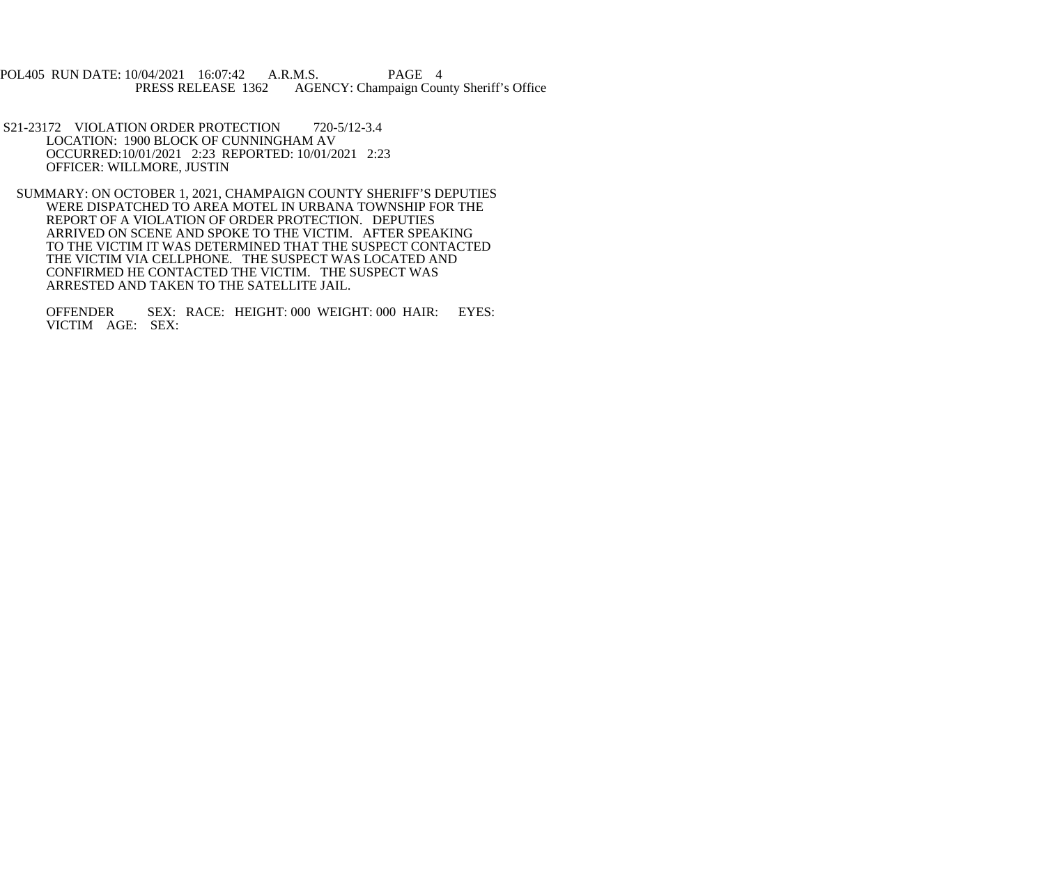S21-23172 VIOLATION ORDER PROTECTION 720-5/12-3.4
LOCATION: 1900 BLOCK OF CUNNINGHAM AV
OCCURRED:10/01/2021 2:23 REPORTED: 10/01/2021 2:23
OFFICER: WILLMORE, JUSTIN

SUMMARY: ON OCTOBER 1, 2021, CHAMPAIGN COUNTY SHERIFF'S DEPUTIES WERE DISPATCHED TO AREA MOTEL IN URBANA TOWNSHIP FOR THE REPORT OF A VIOLATION OF ORDER PROTECTION. DEPUTIES ARRIVED ON SCENE AND SPOKE TO THE VICTIM. AFTER SPEAKING TO THE VICTIM IT WAS DETERMINED THAT THE SUSPECT CONTACTED THE VICTIM VIA CELLPHONE. THE SUSPECT WAS LOCATED AND CONFIRMED HE CONTACTED THE VICTIM. THE SUSPECT WAS ARRESTED AND TAKEN TO THE SATELLITE JAIL.

OFFENDER SEX: RACE: HEIGHT: 000 WEIGHT: 000 HAIR: EYES:
VICTIM AGE: SEX: